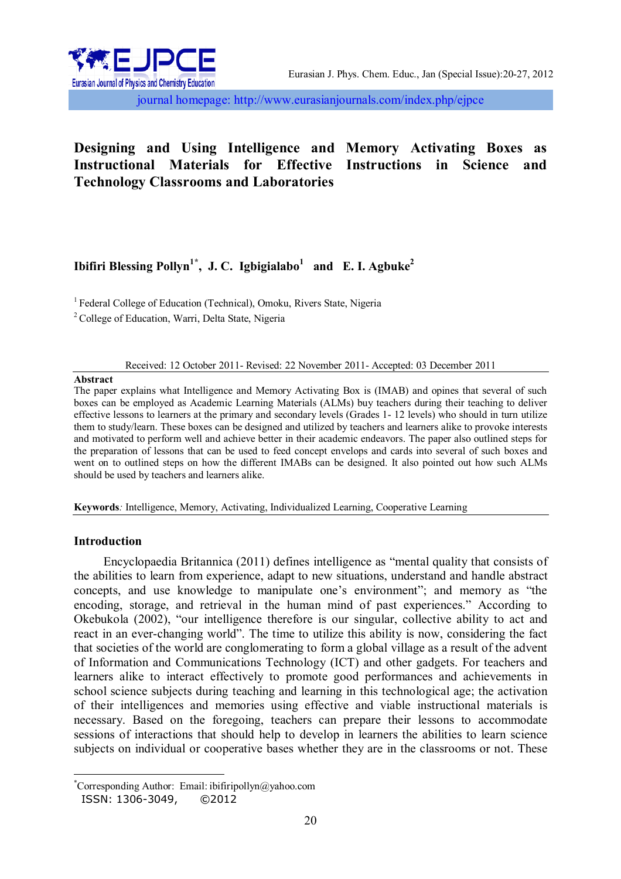# Designing and Using Intelligence and Memory Activating Boxes as Instructional Materials for Effective Instructions in Science and Technology Classrooms and Laboratories

**Ibifiri Blessing Pollyn[1*], J. C. Igbigialabo[1] and E. I. Agbuke[2]**

[1] Federal College of Education (Technical), Omoku, Rivers State, Nigeria

[2] College of Education, Warri, Delta State, Nigeria

Received: 12 October 2011- Revised: 22 November 2011- Accepted: 03 December 2011

**Abstract**

The paper explains what Intelligence and Memory Activating Box is (IMAB) and opines that several of such boxes can be employed as Academic Learning Materials (ALMs) buy teachers during their teaching to deliver effective lessons to learners at the primary and secondary levels (Grades 1- 12 levels) who should in turn utilize them to study/learn. These boxes can be designed and utilized by teachers and learners alike to provoke interests and motivated to perform well and achieve better in their academic endeavors. The paper also outlined steps for the preparation of lessons that can be used to feed concept envelops and cards into several of such boxes and went on to outlined steps on how the different IMABs can be designed. It also pointed out how such ALMs should be used by teachers and learners alike.

**Keywords**: Intelligence, Memory, Activating, Individualized Learning, Cooperative Learning

## Introduction

Encyclopaedia Britannica (2011) defines intelligence as "mental quality that consists of the abilities to learn from experience, adapt to new situations, understand and handle abstract concepts, and use knowledge to manipulate one's environment"; and memory as "the encoding, storage, and retrieval in the human mind of past experiences." According to Okebukola (2002), "our intelligence therefore is our singular, collective ability to act and react in an ever-changing world". The time to utilize this ability is now, considering the fact that societies of the world are conglomerating to form a global village as a result of the advent of Information and Communications Technology (ICT) and other gadgets. For teachers and learners alike to interact effectively to promote good performances and achievements in school science subjects during teaching and learning in this technological age; the activation of their intelligences and memories using effective and viable instructional materials is necessary. Based on the foregoing, teachers can prepare their lessons to accommodate sessions of interactions that should help to develop in learners the abilities to learn science subjects on individual or cooperative bases whether they are in the classrooms or not. These

*Corresponding Author: Email: ibifiripollyn@yahoo.com

ISSN: 1306-3049, ©2012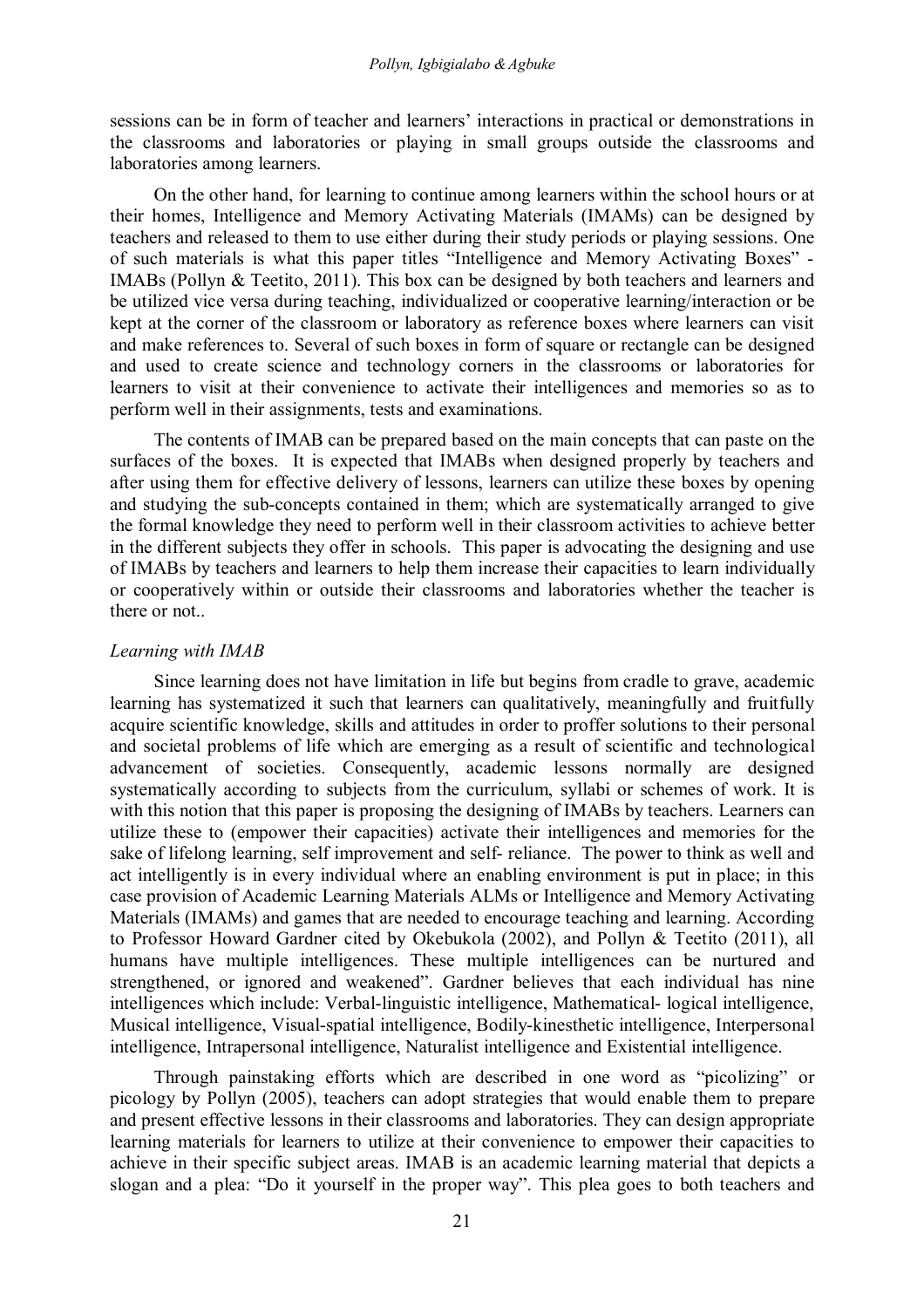sessions can be in form of teacher and learners' interactions in practical or demonstrations in the classrooms and laboratories or playing in small groups outside the classrooms and laboratories among learners.

On the other hand, for learning to continue among learners within the school hours or at their homes, Intelligence and Memory Activating Materials (IMAMs) can be designed by teachers and released to them to use either during their study periods or playing sessions. One of such materials is what this paper titles "Intelligence and Memory Activating Boxes" - IMABs (Pollyn & Teetito, 2011). This box can be designed by both teachers and learners and be utilized vice versa during teaching, individualized or cooperative learning/interaction or be kept at the corner of the classroom or laboratory as reference boxes where learners can visit and make references to. Several of such boxes in form of square or rectangle can be designed and used to create science and technology corners in the classrooms or laboratories for learners to visit at their convenience to activate their intelligences and memories so as to perform well in their assignments, tests and examinations.

The contents of IMAB can be prepared based on the main concepts that can paste on the surfaces of the boxes. It is expected that IMABs when designed properly by teachers and after using them for effective delivery of lessons, learners can utilize these boxes by opening and studying the sub-concepts contained in them; which are systematically arranged to give the formal knowledge they need to perform well in their classroom activities to achieve better in the different subjects they offer in schools. This paper is advocating the designing and use of IMABs by teachers and learners to help them increase their capacities to learn individually or cooperatively within or outside their classrooms and laboratories whether the teacher is there or not..

*Learning with IMAB*

Since learning does not have limitation in life but begins from cradle to grave, academic learning has systematized it such that learners can qualitatively, meaningfully and fruitfully acquire scientific knowledge, skills and attitudes in order to proffer solutions to their personal and societal problems of life which are emerging as a result of scientific and technological advancement of societies. Consequently, academic lessons normally are designed systematically according to subjects from the curriculum, syllabi or schemes of work. It is with this notion that this paper is proposing the designing of IMABs by teachers. Learners can utilize these to (empower their capacities) activate their intelligences and memories for the sake of lifelong learning, self improvement and self- reliance. The power to think as well and act intelligently is in every individual where an enabling environment is put in place; in this case provision of Academic Learning Materials ALMs or Intelligence and Memory Activating Materials (IMAMs) and games that are needed to encourage teaching and learning. According to Professor Howard Gardner cited by Okebukola (2002), and Pollyn & Teetito (2011), all humans have multiple intelligences. These multiple intelligences can be nurtured and strengthened, or ignored and weakened". Gardner believes that each individual has nine intelligences which include: Verbal-linguistic intelligence, Mathematical- logical intelligence, Musical intelligence, Visual-spatial intelligence, Bodily-kinesthetic intelligence, Interpersonal intelligence, Intrapersonal intelligence, Naturalist intelligence and Existential intelligence.

Through painstaking efforts which are described in one word as "picolizing" or picology by Pollyn (2005), teachers can adopt strategies that would enable them to prepare and present effective lessons in their classrooms and laboratories. They can design appropriate learning materials for learners to utilize at their convenience to empower their capacities to achieve in their specific subject areas. IMAB is an academic learning material that depicts a slogan and a plea: "Do it yourself in the proper way". This plea goes to both teachers and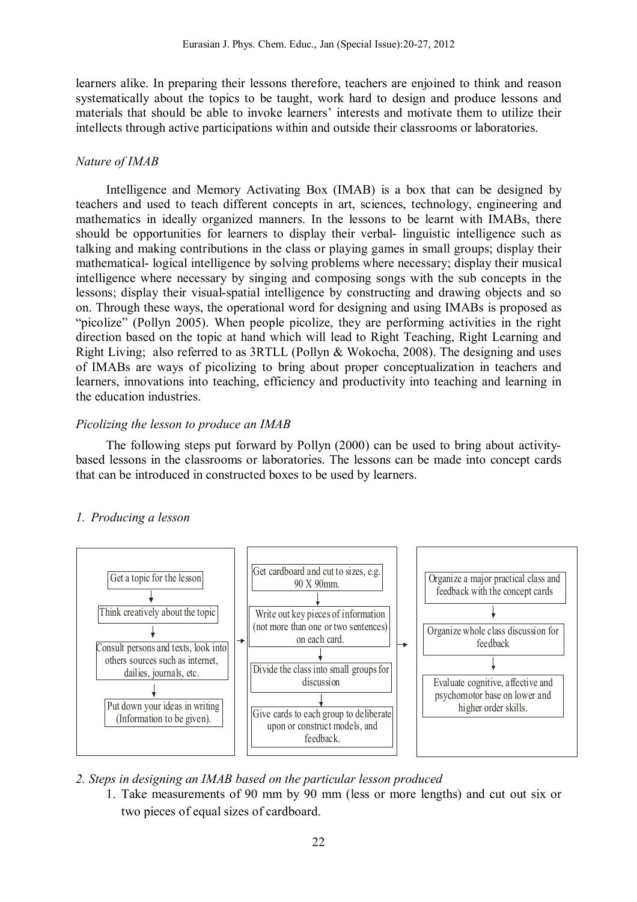learners alike. In preparing their lessons therefore, teachers are enjoined to think and reason systematically about the topics to be taught, work hard to design and produce lessons and materials that should be able to invoke learners' interests and motivate them to utilize their intellects through active participations within and outside their classrooms or laboratories.

*Nature of IMAB*

Intelligence and Memory Activating Box (IMAB) is a box that can be designed by teachers and used to teach different concepts in art, sciences, technology, engineering and mathematics in ideally organized manners. In the lessons to be learnt with IMABs, there should be opportunities for learners to display their verbal- linguistic intelligence such as talking and making contributions in the class or playing games in small groups; display their mathematical- logical intelligence by solving problems where necessary; display their musical intelligence where necessary by singing and composing songs with the sub concepts in the lessons; display their visual-spatial intelligence by constructing and drawing objects and so on. Through these ways, the operational word for designing and using IMABs is proposed as "picolize" (Pollyn 2005). When people picolize, they are performing activities in the right direction based on the topic at hand which will lead to Right Teaching, Right Learning and Right Living; also referred to as 3RTLL (Pollyn & Wokocha, 2008). The designing and uses of IMABs are ways of picolizing to bring about proper conceptualization in teachers and learners, innovations into teaching, efficiency and productivity into teaching and learning in the education industries.

*Picolizing the lesson to produce an IMAB*

The following steps put forward by Pollyn (2000) can be used to bring about activity-based lessons in the classrooms or laboratories. The lessons can be made into concept cards that can be introduced in constructed boxes to be used by learners.

*1. Producing a lesson*

Get a topic for the lesson
↓
Think creatively about the topic
↓
Consult persons and texts, look into others sources such as internet, dailies, journals, etc.
↓
Put down your ideas in writing (Information to be given).

→

Get cardboard and cut to sizes, e.g. 90 X 90mm.
↓
Write out key pieces of information (not more than one or two sentences) on each card.
↓
Divide the class into small groups for discussion
↓
Give cards to each group to deliberate upon or construct models, and feedback.

→

Organize a major practical class and feedback with the concept cards
↓
Organize whole class discussion for feedback
↓
Evaluate cognitive, affective and psychomotor base on lower and higher order skills.

*2. Steps in designing an IMAB based on the particular lesson produced*

1. Take measurements of 90 mm by 90 mm (less or more lengths) and cut out six or two pieces of equal sizes of cardboard.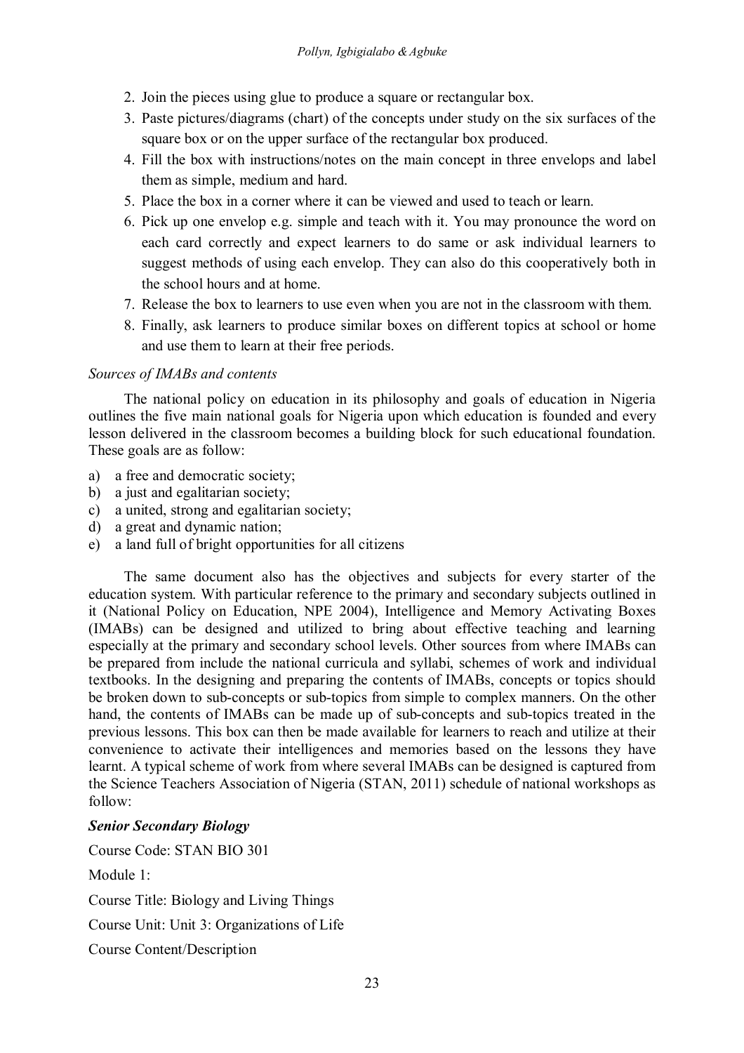2. Join the pieces using glue to produce a square or rectangular box.
3. Paste pictures/diagrams (chart) of the concepts under study on the six surfaces of the square box or on the upper surface of the rectangular box produced.
4. Fill the box with instructions/notes on the main concept in three envelops and label them as simple, medium and hard.
5. Place the box in a corner where it can be viewed and used to teach or learn.
6. Pick up one envelop e.g. simple and teach with it. You may pronounce the word on each card correctly and expect learners to do same or ask individual learners to suggest methods of using each envelop. They can also do this cooperatively both in the school hours and at home.
7. Release the box to learners to use even when you are not in the classroom with them.
8. Finally, ask learners to produce similar boxes on different topics at school or home and use them to learn at their free periods.

*Sources of IMABs and contents*

The national policy on education in its philosophy and goals of education in Nigeria outlines the five main national goals for Nigeria upon which education is founded and every lesson delivered in the classroom becomes a building block for such educational foundation. These goals are as follow:

a) a free and democratic society;
b) a just and egalitarian society;
c) a united, strong and egalitarian society;
d) a great and dynamic nation;
e) a land full of bright opportunities for all citizens

The same document also has the objectives and subjects for every starter of the education system. With particular reference to the primary and secondary subjects outlined in it (National Policy on Education, NPE 2004), Intelligence and Memory Activating Boxes (IMABs) can be designed and utilized to bring about effective teaching and learning especially at the primary and secondary school levels. Other sources from where IMABs can be prepared from include the national curricula and syllabi, schemes of work and individual textbooks. In the designing and preparing the contents of IMABs, concepts or topics should be broken down to sub-concepts or sub-topics from simple to complex manners. On the other hand, the contents of IMABs can be made up of sub-concepts and sub-topics treated in the previous lessons. This box can then be made available for learners to reach and utilize at their convenience to activate their intelligences and memories based on the lessons they have learnt. A typical scheme of work from where several IMABs can be designed is captured from the Science Teachers Association of Nigeria (STAN, 2011) schedule of national workshops as follow:

***Senior Secondary Biology***

Course Code: STAN BIO 301

Module 1:

Course Title: Biology and Living Things

Course Unit: Unit 3: Organizations of Life

Course Content/Description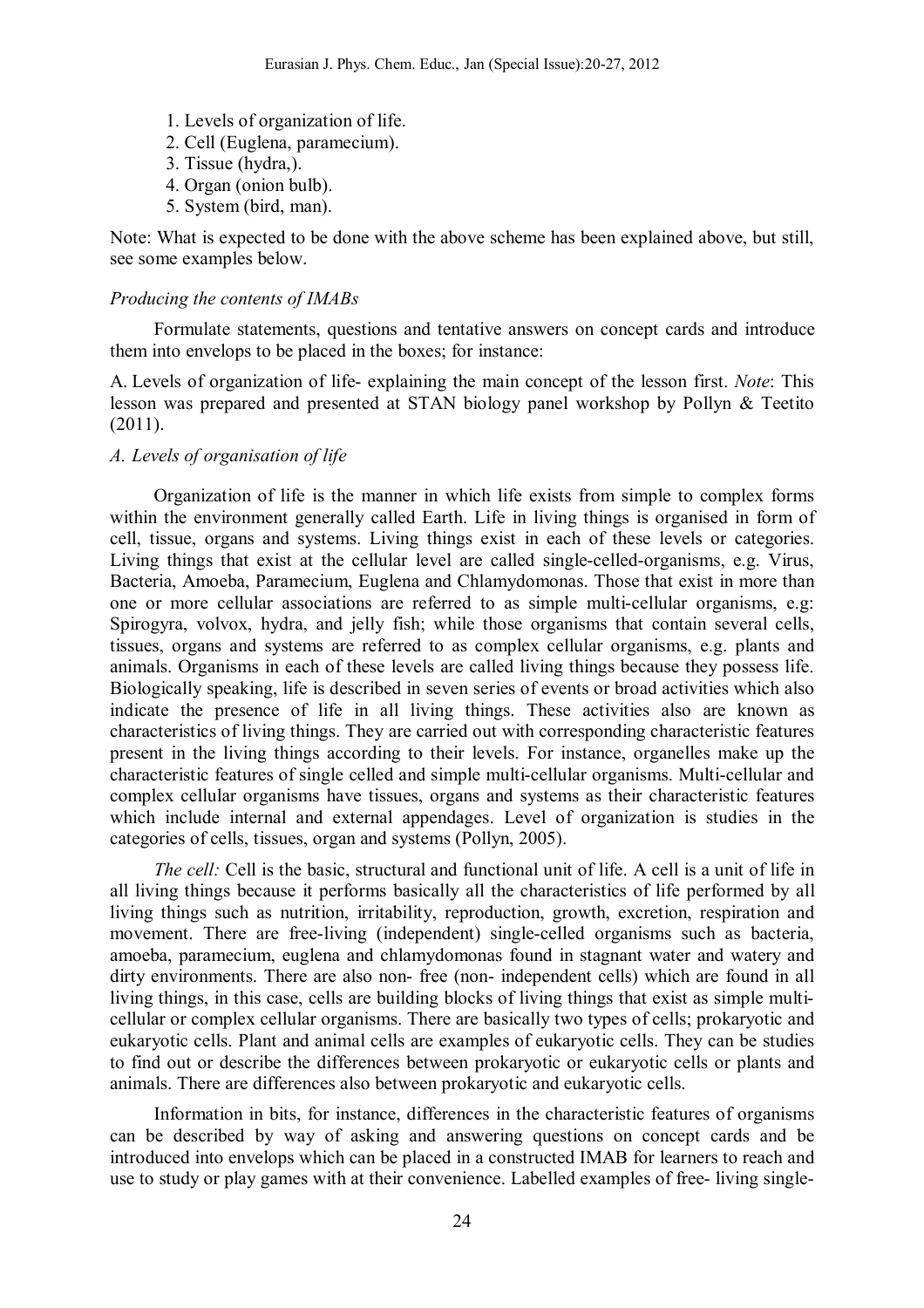1. Levels of organization of life.
2. Cell (Euglena, paramecium).
3. Tissue (hydra,).
4. Organ (onion bulb).
5. System (bird, man).

Note: What is expected to be done with the above scheme has been explained above, but still, see some examples below.

*Producing the contents of IMABs*

Formulate statements, questions and tentative answers on concept cards and introduce them into envelops to be placed in the boxes; for instance:

A. Levels of organization of life- explaining the main concept of the lesson first. *Note*: This lesson was prepared and presented at STAN biology panel workshop by Pollyn & Teetito (2011).

*A. Levels of organisation of life*

Organization of life is the manner in which life exists from simple to complex forms within the environment generally called Earth. Life in living things is organised in form of cell, tissue, organs and systems. Living things exist in each of these levels or categories. Living things that exist at the cellular level are called single-celled-organisms, e.g. Virus, Bacteria, Amoeba, Paramecium, Euglena and Chlamydomonas. Those that exist in more than one or more cellular associations are referred to as simple multi-cellular organisms, e.g: Spirogyra, volvox, hydra, and jelly fish; while those organisms that contain several cells, tissues, organs and systems are referred to as complex cellular organisms, e.g. plants and animals. Organisms in each of these levels are called living things because they possess life. Biologically speaking, life is described in seven series of events or broad activities which also indicate the presence of life in all living things. These activities also are known as characteristics of living things. They are carried out with corresponding characteristic features present in the living things according to their levels. For instance, organelles make up the characteristic features of single celled and simple multi-cellular organisms. Multi-cellular and complex cellular organisms have tissues, organs and systems as their characteristic features which include internal and external appendages. Level of organization is studies in the categories of cells, tissues, organ and systems (Pollyn, 2005).

*The cell:* Cell is the basic, structural and functional unit of life. A cell is a unit of life in all living things because it performs basically all the characteristics of life performed by all living things such as nutrition, irritability, reproduction, growth, excretion, respiration and movement. There are free-living (independent) single-celled organisms such as bacteria, amoeba, paramecium, euglena and chlamydomonas found in stagnant water and watery and dirty environments. There are also non- free (non- independent cells) which are found in all living things, in this case, cells are building blocks of living things that exist as simple multi-cellular or complex cellular organisms. There are basically two types of cells; prokaryotic and eukaryotic cells. Plant and animal cells are examples of eukaryotic cells. They can be studies to find out or describe the differences between prokaryotic or eukaryotic cells or plants and animals. There are differences also between prokaryotic and eukaryotic cells.

Information in bits, for instance, differences in the characteristic features of organisms can be described by way of asking and answering questions on concept cards and be introduced into envelops which can be placed in a constructed IMAB for learners to reach and use to study or play games with at their convenience. Labelled examples of free- living single-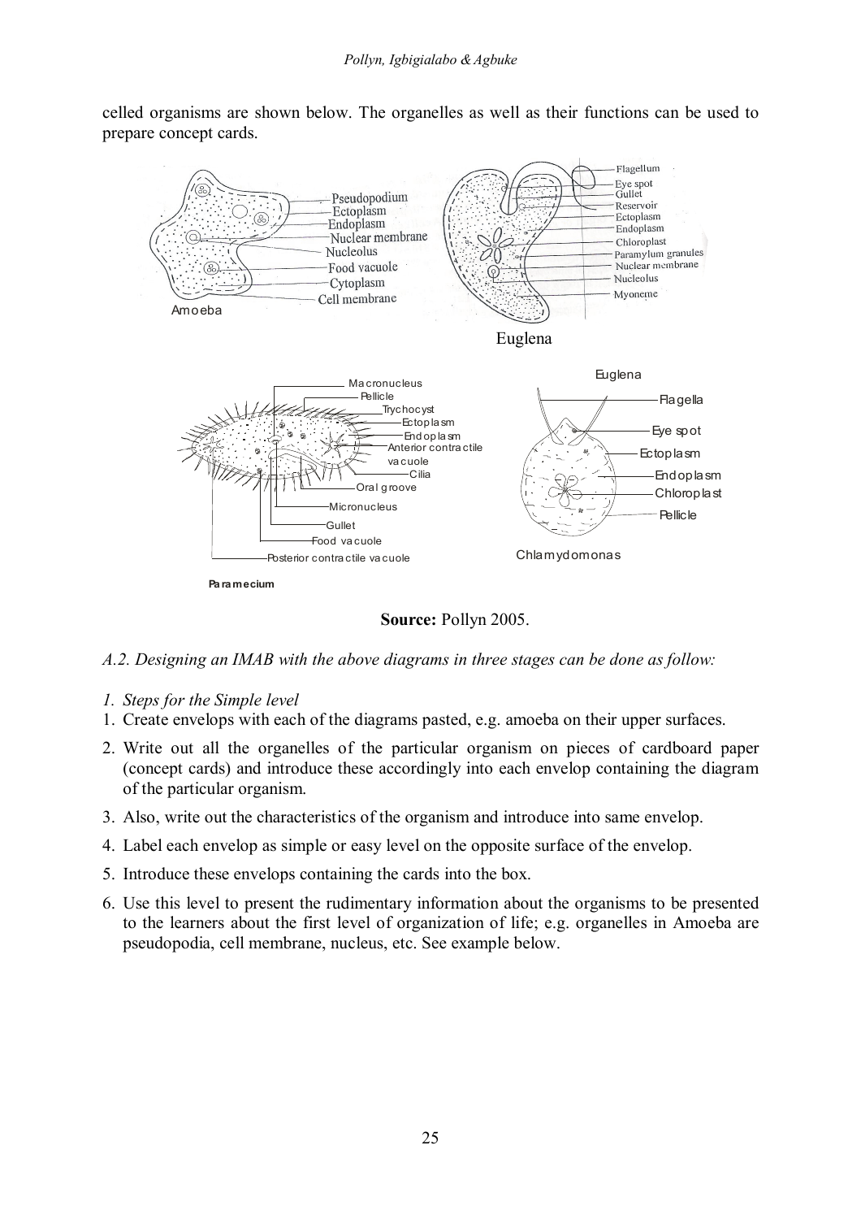celled organisms are shown below. The organelles as well as their functions can be used to prepare concept cards.

**Source:** Pollyn 2005.

*A.2. Designing an IMAB with the above diagrams in three stages can be done as follow:*

*1. Steps for the Simple level*

1. Create envelops with each of the diagrams pasted, e.g. amoeba on their upper surfaces.
2. Write out all the organelles of the particular organism on pieces of cardboard paper (concept cards) and introduce these accordingly into each envelop containing the diagram of the particular organism.
3. Also, write out the characteristics of the organism and introduce into same envelop.
4. Label each envelop as simple or easy level on the opposite surface of the envelop.
5. Introduce these envelops containing the cards into the box.
6. Use this level to present the rudimentary information about the organisms to be presented to the learners about the first level of organization of life; e.g. organelles in Amoeba are pseudopodia, cell membrane, nucleus, etc. See example below.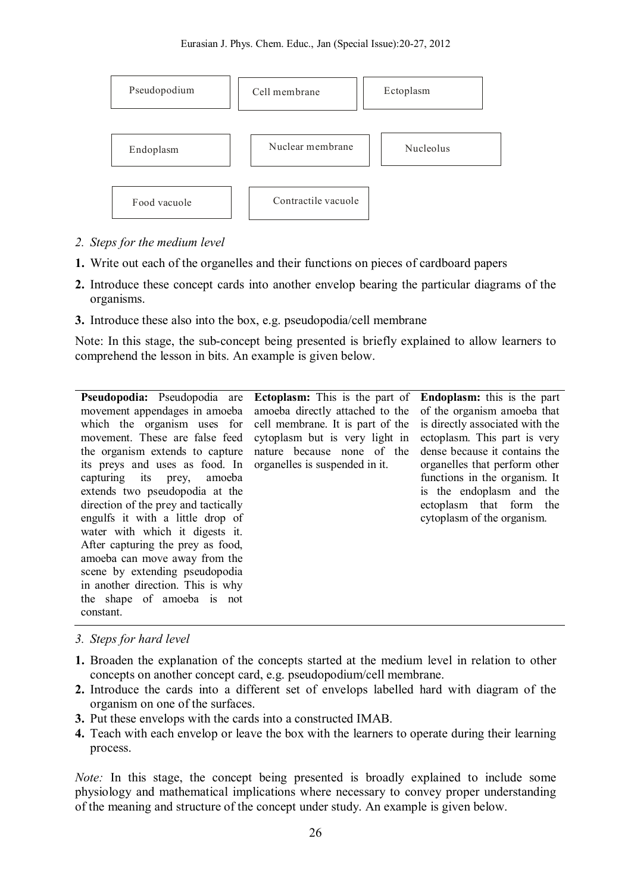| | | |
|---|---|---|
| Pseudopodium | Cell membrane | Ectoplasm |
| Endoplasm | Nuclear membrane | Nucleolus |
| Food vacuole | Contractile vacuole | |

*2. Steps for the medium level*

**1.** Write out each of the organelles and their functions on pieces of cardboard papers

**2.** Introduce these concept cards into another envelop bearing the particular diagrams of the organisms.

**3.** Introduce these also into the box, e.g. pseudopodia/cell membrane

Note: In this stage, the sub-concept being presented is briefly explained to allow learners to comprehend the lesson in bits. An example is given below.

| | | |
|---|---|---|
| **Pseudopodia:** Pseudopodia are movement appendages in amoeba which the organism uses for movement. These are false feed the organism extends to capture its preys and uses as food. In capturing its prey, amoeba extends two pseudopodia at the direction of the prey and tactically engulfs it with a little drop of water with which it digests it. After capturing the prey as food, amoeba can move away from the scene by extending pseudopodia in another direction. This is why the shape of amoeba is not constant. | **Ectoplasm:** This is the part of amoeba directly attached to the cell membrane. It is part of the cytoplasm but is very light in nature because none of the organelles is suspended in it. | **Endoplasm:** this is the part of the organism amoeba that is directly associated with the ectoplasm. This part is very dense because it contains the organelles that perform other functions in the organism. It is the endoplasm and the ectoplasm that form the cytoplasm of the organism. |

*3. Steps for hard level*

**1.** Broaden the explanation of the concepts started at the medium level in relation to other concepts on another concept card, e.g. pseudopodium/cell membrane.

**2.** Introduce the cards into a different set of envelops labelled hard with diagram of the organism on one of the surfaces.

**3.** Put these envelops with the cards into a constructed IMAB.

**4.** Teach with each envelop or leave the box with the learners to operate during their learning process.

*Note:* In this stage, the concept being presented is broadly explained to include some physiology and mathematical implications where necessary to convey proper understanding of the meaning and structure of the concept under study. An example is given below.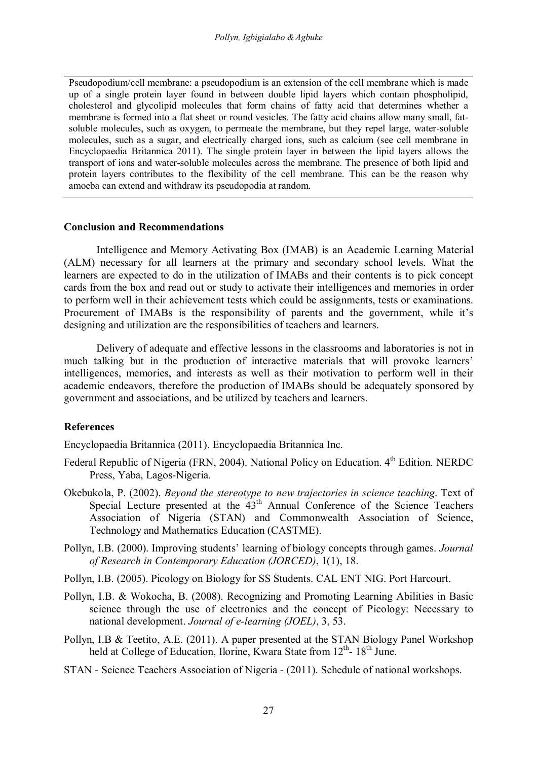Pseudopodium/cell membrane: a pseudopodium is an extension of the cell membrane which is made up of a single protein layer found in between double lipid layers which contain phospholipid, cholesterol and glycolipid molecules that form chains of fatty acid that determines whether a membrane is formed into a flat sheet or round vesicles. The fatty acid chains allow many small, fat-soluble molecules, such as oxygen, to permeate the membrane, but they repel large, water-soluble molecules, such as a sugar, and electrically charged ions, such as calcium (see cell membrane in Encyclopaedia Britannica 2011). The single protein layer in between the lipid layers allows the transport of ions and water-soluble molecules across the membrane. The presence of both lipid and protein layers contributes to the flexibility of the cell membrane. This can be the reason why amoeba can extend and withdraw its pseudopodia at random.

## Conclusion and Recommendations

Intelligence and Memory Activating Box (IMAB) is an Academic Learning Material (ALM) necessary for all learners at the primary and secondary school levels. What the learners are expected to do in the utilization of IMABs and their contents is to pick concept cards from the box and read out or study to activate their intelligences and memories in order to perform well in their achievement tests which could be assignments, tests or examinations. Procurement of IMABs is the responsibility of parents and the government, while it's designing and utilization are the responsibilities of teachers and learners.

Delivery of adequate and effective lessons in the classrooms and laboratories is not in much talking but in the production of interactive materials that will provoke learners' intelligences, memories, and interests as well as their motivation to perform well in their academic endeavors, therefore the production of IMABs should be adequately sponsored by government and associations, and be utilized by teachers and learners.

## References

Encyclopaedia Britannica (2011). Encyclopaedia Britannica Inc.

Federal Republic of Nigeria (FRN, 2004). National Policy on Education. 4th Edition. NERDC Press, Yaba, Lagos-Nigeria.

Okebukola, P. (2002). *Beyond the stereotype to new trajectories in science teaching*. Text of Special Lecture presented at the 43th Annual Conference of the Science Teachers Association of Nigeria (STAN) and Commonwealth Association of Science, Technology and Mathematics Education (CASTME).

Pollyn, I.B. (2000). Improving students' learning of biology concepts through games. *Journal of Research in Contemporary Education (JORCED)*, 1(1), 18.

Pollyn, I.B. (2005). Picology on Biology for SS Students. CAL ENT NIG. Port Harcourt.

Pollyn, I.B. & Wokocha, B. (2008). Recognizing and Promoting Learning Abilities in Basic science through the use of electronics and the concept of Picology: Necessary to national development. *Journal of e-learning (JOEL)*, 3, 53.

Pollyn, I.B & Teetito, A.E. (2011). A paper presented at the STAN Biology Panel Workshop held at College of Education, Ilorine, Kwara State from 12th- 18th June.

STAN - Science Teachers Association of Nigeria - (2011). Schedule of national workshops.